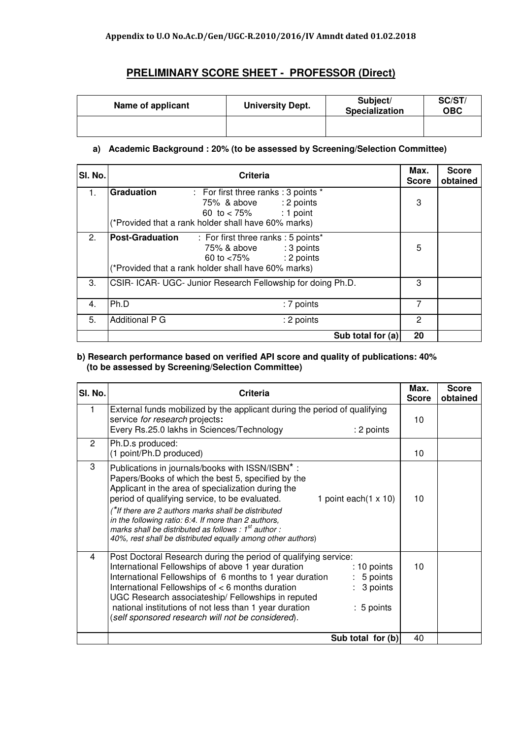Appendix to U.O No.Ac.D/Gen/UGC-R.2010/2016/IV Amndt dated 01.02.2018

## PRELIMINARY SCORE SHEET - PROFESSOR (Direct)

| Name of applicant | University Dept. | Subject/ Specialization | SC/ST/ OBC |
|---|---|---|---|
| | | | |

**a) Academic Background : 20% (to be assessed by Screening/Selection Committee)**

| Sl. No. | Criteria | Max. Score | Score obtained |
|---|---|---|---|
| 1. | **Graduation** : For first three ranks : 3 points * <br> 75% & above : 2 points <br> 60 to < 75% : 1 point <br> (*Provided that a rank holder shall have 60% marks) | 3 | |
| 2. | **Post-Graduation** : For first three ranks : 5 points* <br> 75% & above : 3 points <br> 60 to <75% : 2 points <br> (*Provided that a rank holder shall have 60% marks) | 5 | |
| 3. | CSIR- ICAR- UGC- Junior Research Fellowship for doing Ph.D. | 3 | |
| 4. | Ph.D : 7 points | 7 | |
| 5. | Additional P G : 2 points | 2 | |
| | **Sub total for (a)** | **20** | |

**b) Research performance based on verified API score and quality of publications: 40% (to be assessed by Screening/Selection Committee)**

| Sl. No. | Criteria | Max. Score | Score obtained |
|---|---|---|---|
| 1 | External funds mobilized by the applicant during the period of qualifying service *for research* projects**:** <br> Every Rs.25.0 lakhs in Sciences/Technology : 2 points | 10 | |
| 2 | Ph.D.s produced: <br> (1 point/Ph.D produced) | 10 | |
| 3 | Publications in journals/books with ISSN/ISBN* : <br> Papers/Books of which the best 5, specified by the Applicant in the area of specialization during the period of qualifying service, to be evaluated. 1 point each(1 x 10) <br> *(*If there are 2 authors marks shall be distributed in the following ratio: 6:4. If more than 2 authors, marks shall be distributed as follows : 1st author : 40%, rest shall be distributed equally among other authors)* | 10 | |
| 4 | Post Doctoral Research during the period of qualifying service: <br> International Fellowships of above 1 year duration : 10 points <br> International Fellowships of 6 months to 1 year duration : 5 points <br> International Fellowships of < 6 months duration : 3 points <br> UGC Research associateship/ Fellowships in reputed national institutions of not less than 1 year duration : 5 points <br> (*self sponsored research will not be considered*). | 10 | |
| | **Sub total for (b)** | 40 | |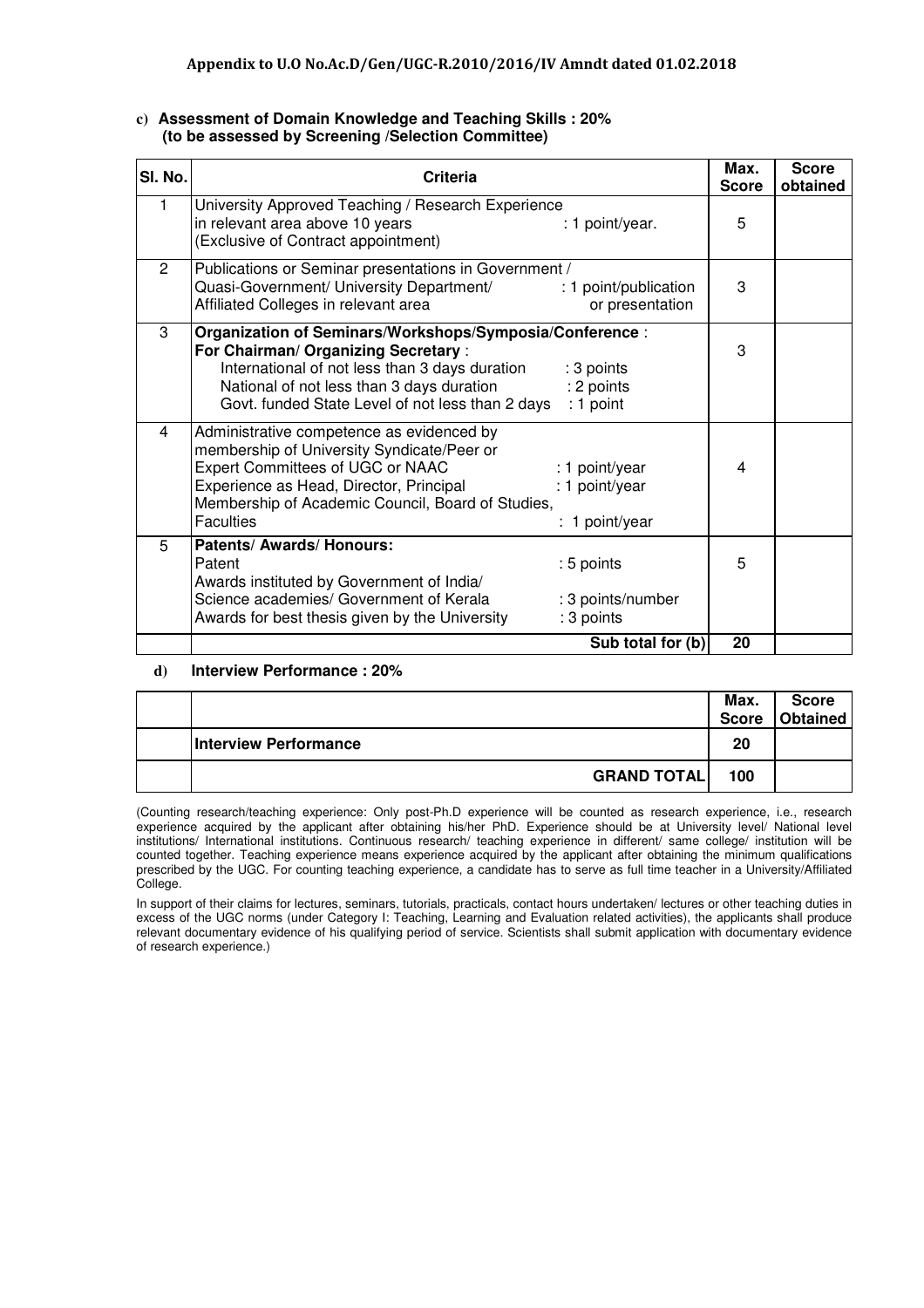**Appendix to U.O No.Ac.D/Gen/UGC-R.2010/2016/IV Amndt dated 01.02.2018**

**c) Assessment of Domain Knowledge and Teaching Skills : 20%**
**(to be assessed by Screening /Selection Committee)**

| Sl. No. | Criteria | Max. Score | Score obtained |
|---|---|---|---|
| 1 | University Approved Teaching / Research Experience in relevant area above 10 years : 1 point/year. (Exclusive of Contract appointment) | 5 | |
| 2 | Publications or Seminar presentations in Government / Quasi-Government/ University Department/ Affiliated Colleges in relevant area : 1 point/publication or presentation | 3 | |
| 3 | **Organization of Seminars/Workshops/Symposia/Conference** : **For Chairman/ Organizing Secretary** : International of not less than 3 days duration : 3 points; National of not less than 3 days duration : 2 points; Govt. funded State Level of not less than 2 days : 1 point | 3 | |
| 4 | Administrative competence as evidenced by membership of University Syndicate/Peer or Expert Committees of UGC or NAAC : 1 point/year; Experience as Head, Director, Principal : 1 point/year; Membership of Academic Council, Board of Studies, Faculties : 1 point/year | 4 | |
| 5 | **Patents/ Awards/ Honours:** Patent : 5 points; Awards instituted by Government of India/ Science academies/ Government of Kerala : 3 points/number; Awards for best thesis given by the University : 3 points | 5 | |
| | **Sub total for (b)** | **20** | |

**d) Interview Performance : 20%**

| | | Max. Score | Score Obtained |
|---|---|---|---|
| | **Interview Performance** | **20** | |
| | **GRAND TOTAL** | **100** | |

(Counting research/teaching experience: Only post-Ph.D experience will be counted as research experience, i.e., research experience acquired by the applicant after obtaining his/her PhD. Experience should be at University level/ National level institutions/ International institutions. Continuous research/ teaching experience in different/ same college/ institution will be counted together. Teaching experience means experience acquired by the applicant after obtaining the minimum qualifications prescribed by the UGC. For counting teaching experience, a candidate has to serve as full time teacher in a University/Affiliated College.

In support of their claims for lectures, seminars, tutorials, practicals, contact hours undertaken/ lectures or other teaching duties in excess of the UGC norms (under Category I: Teaching, Learning and Evaluation related activities), the applicants shall produce relevant documentary evidence of his qualifying period of service. Scientists shall submit application with documentary evidence of research experience.)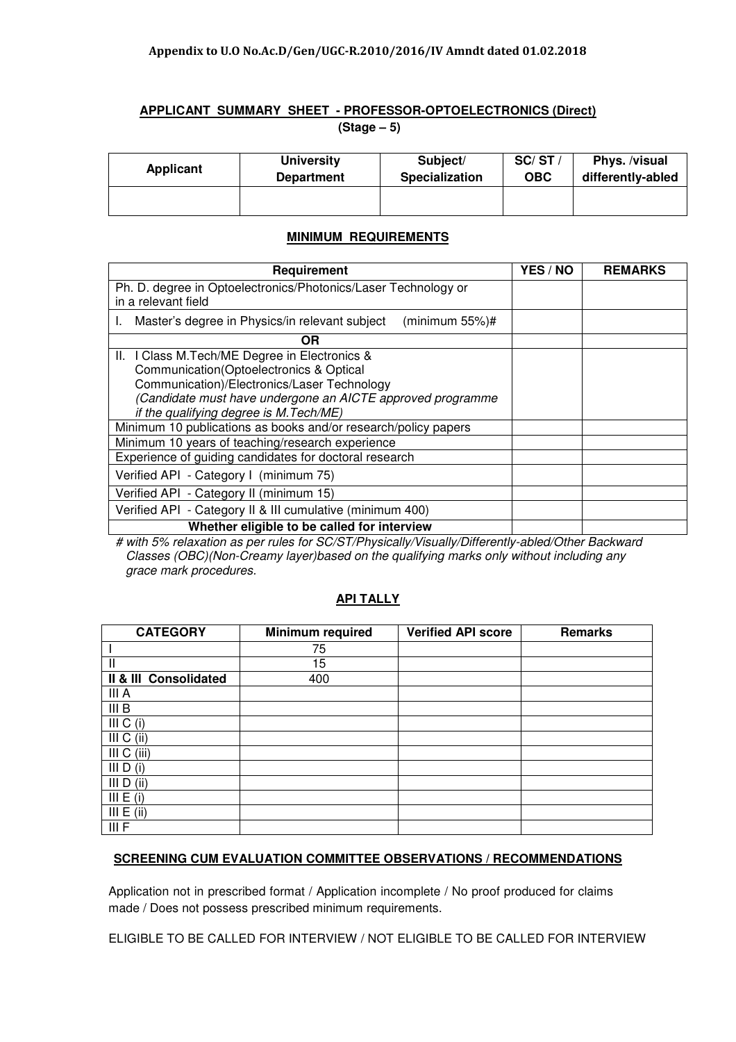**Appendix to U.O No.Ac.D/Gen/UGC-R.2010/2016/IV Amndt dated 01.02.2018**

## APPLICANT SUMMARY SHEET - PROFESSOR-OPTOELECTRONICS (Direct)

**(Stage – 5)**

| Applicant | University Department | Subject/ Specialization | SC/ ST / OBC | Phys. /visual differently-abled |
|---|---|---|---|---|
| | | | | |

### MINIMUM REQUIREMENTS

| Requirement | YES / NO | REMARKS |
|---|---|---|
| Ph. D. degree in Optoelectronics/Photonics/Laser Technology or in a relevant field | | |
| I. Master's degree in Physics/in relevant subject (minimum 55%)# | | |
| **OR** | | |
| II. I Class M.Tech/ME Degree in Electronics & Communication(Optoelectronics & Optical Communication)/Electronics/Laser Technology *(Candidate must have undergone an AICTE approved programme if the qualifying degree is M.Tech/ME)* | | |
| Minimum 10 publications as books and/or research/policy papers | | |
| Minimum 10 years of teaching/research experience | | |
| Experience of guiding candidates for doctoral research | | |
| Verified API - Category I (minimum 75) | | |
| Verified API - Category II (minimum 15) | | |
| Verified API - Category II & III cumulative (minimum 400) | | |
| **Whether eligible to be called for interview** | | |

*# with 5% relaxation as per rules for SC/ST/Physically/Visually/Differently-abled/Other Backward Classes (OBC)(Non-Creamy layer)based on the qualifying marks only without including any grace mark procedures.*

### API TALLY

| CATEGORY | Minimum required | Verified API score | Remarks |
|---|---|---|---|
| I | 75 | | |
| II | 15 | | |
| **II & III Consolidated** | 400 | | |
| III A | | | |
| III B | | | |
| III C (i) | | | |
| III C (ii) | | | |
| III C (iii) | | | |
| III D (i) | | | |
| III D (ii) | | | |
| III E (i) | | | |
| III E (ii) | | | |
| III F | | | |

### SCREENING CUM EVALUATION COMMITTEE OBSERVATIONS / RECOMMENDATIONS

Application not in prescribed format / Application incomplete / No proof produced for claims made / Does not possess prescribed minimum requirements.

ELIGIBLE TO BE CALLED FOR INTERVIEW / NOT ELIGIBLE TO BE CALLED FOR INTERVIEW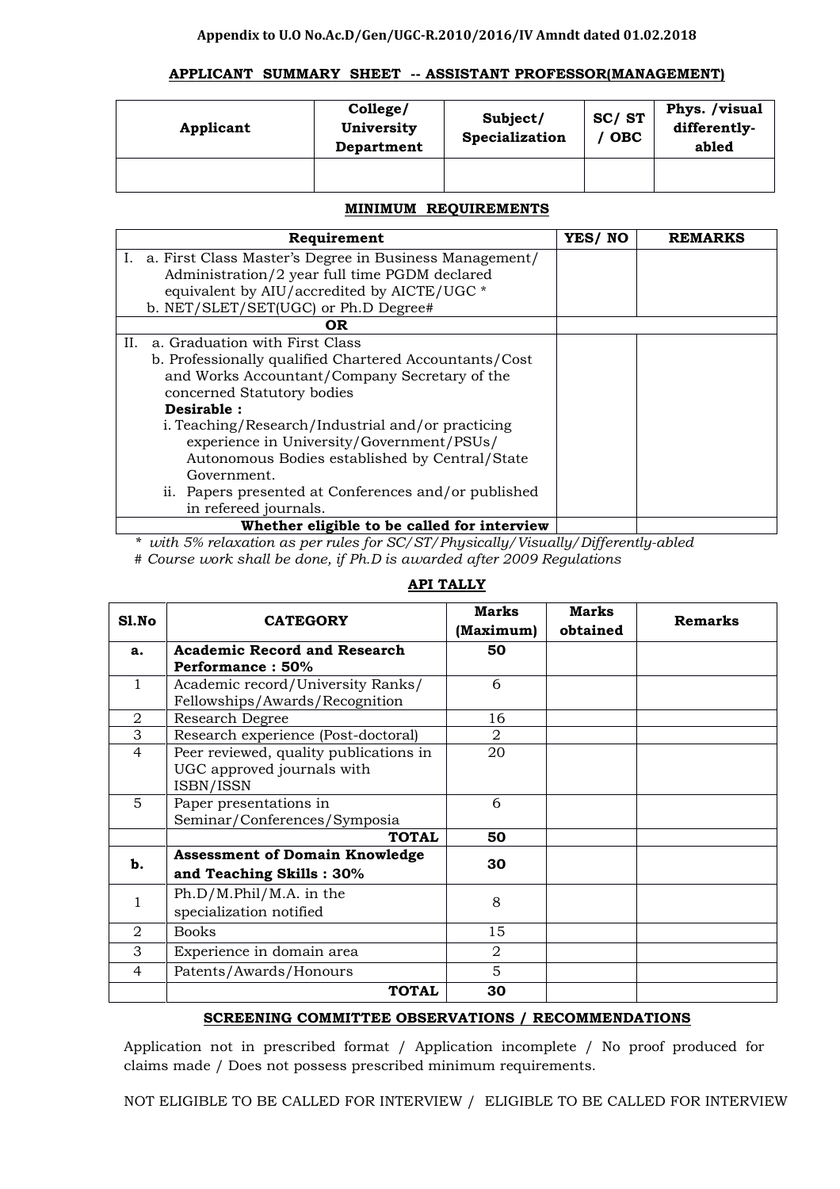**Appendix to U.O No.Ac.D/Gen/UGC-R.2010/2016/IV Amndt dated 01.02.2018**

## APPLICANT SUMMARY SHEET -- ASSISTANT PROFESSOR(MANAGEMENT)

| Applicant | College/ University Department | Subject/ Specialization | SC/ ST / OBC | Phys. /visual differently-abled |
|---|---|---|---|---|
| | | | | |

### MINIMUM REQUIREMENTS

| Requirement | YES/ NO | REMARKS |
|---|---|---|
| I. a. First Class Master's Degree in Business Management/ Administration/2 year full time PGDM declared equivalent by AIU/accredited by AICTE/UGC *<br>b. NET/SLET/SET(UGC) or Ph.D Degree# | | |
| **OR** | | |
| II. a. Graduation with First Class<br>b. Professionally qualified Chartered Accountants/Cost and Works Accountant/Company Secretary of the concerned Statutory bodies<br>**Desirable :**<br>i. Teaching/Research/Industrial and/or practicing experience in University/Government/PSUs/ Autonomous Bodies established by Central/State Government.<br>ii. Papers presented at Conferences and/or published in refereed journals. | | |
| **Whether eligible to be called for interview** | | |

*\* with 5% relaxation as per rules for SC/ST/Physically/Visually/Differently-abled*

*# Course work shall be done, if Ph.D is awarded after 2009 Regulations*

### API TALLY

| Sl.No | CATEGORY | Marks (Maximum) | Marks obtained | Remarks |
|---|---|---|---|---|
| **a.** | **Academic Record and Research Performance : 50%** | **50** | | |
| 1 | Academic record/University Ranks/ Fellowships/Awards/Recognition | 6 | | |
| 2 | Research Degree | 16 | | |
| 3 | Research experience (Post-doctoral) | 2 | | |
| 4 | Peer reviewed, quality publications in UGC approved journals with ISBN/ISSN | 20 | | |
| 5 | Paper presentations in Seminar/Conferences/Symposia | 6 | | |
| | **TOTAL** | **50** | | |
| **b.** | **Assessment of Domain Knowledge and Teaching Skills : 30%** | **30** | | |
| 1 | Ph.D/M.Phil/M.A. in the specialization notified | 8 | | |
| 2 | Books | 15 | | |
| 3 | Experience in domain area | 2 | | |
| 4 | Patents/Awards/Honours | 5 | | |
| | **TOTAL** | **30** | | |

### SCREENING COMMITTEE OBSERVATIONS / RECOMMENDATIONS

Application not in prescribed format / Application incomplete / No proof produced for claims made / Does not possess prescribed minimum requirements.

NOT ELIGIBLE TO BE CALLED FOR INTERVIEW / ELIGIBLE TO BE CALLED FOR INTERVIEW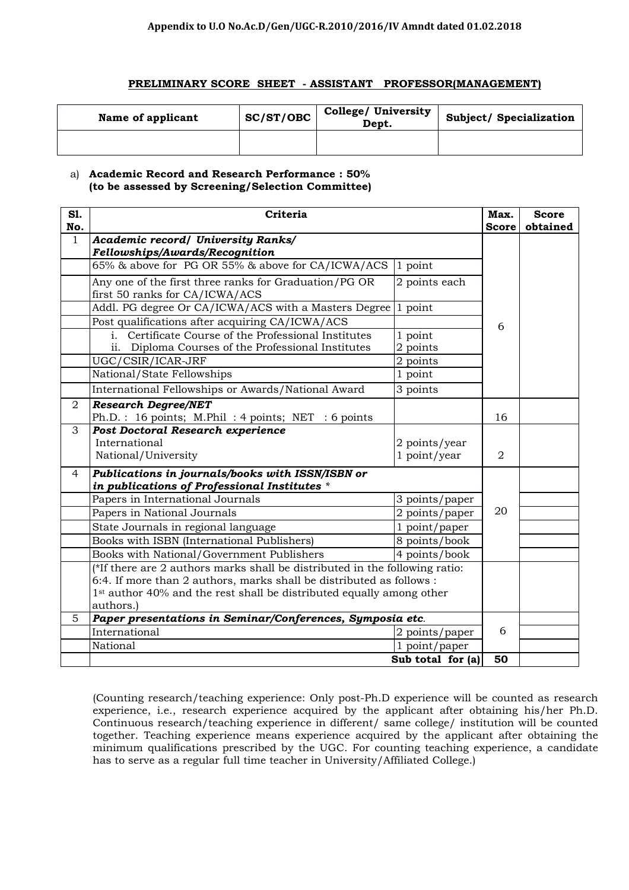**Appendix to U.O No.Ac.D/Gen/UGC-R.2010/2016/IV Amndt dated 01.02.2018**

## PRELIMINARY SCORE SHEET - ASSISTANT PROFESSOR(MANAGEMENT)

| Name of applicant | SC/ST/OBC | College/ University Dept. | Subject/ Specialization |
|---|---|---|---|
| | | | |

a) **Academic Record and Research Performance : 50%**
**(to be assessed by Screening/Selection Committee)**

| Sl. No. | Criteria | | Max. Score | Score obtained |
|---|---|---|---|---|
| 1 | ***Academic record/ University Ranks/ Fellowships/Awards/Recognition*** | | 6 | |
| | 65% & above for PG OR 55% & above for CA/ICWA/ACS | 1 point | | |
| | Any one of the first three ranks for Graduation/PG OR first 50 ranks for CA/ICWA/ACS | 2 points each | | |
| | Addl. PG degree Or CA/ICWA/ACS with a Masters Degree | 1 point | | |
| | Post qualifications after acquiring CA/ICWA/ACS | | | |
| | i. Certificate Course of the Professional Institutes<br>ii. Diploma Courses of the Professional Institutes | 1 point<br>2 points | | |
| | UGC/CSIR/ICAR-JRF | 2 points | | |
| | National/State Fellowships | 1 point | | |
| | International Fellowships or Awards/National Award | 3 points | | |
| 2 | ***Research Degree/NET***<br>Ph.D. : 16 points; M.Phil : 4 points; NET : 6 points | | 16 | |
| 3 | ***Post Doctoral Research experience***<br>International<br>National/University | <br>2 points/year<br>1 point/year | 2 | |
| 4 | ***Publications in journals/books with ISSN/ISBN or in publications of Professional Institutes \**** | | 20 | |
| | Papers in International Journals | 3 points/paper | | |
| | Papers in National Journals | 2 points/paper | | |
| | State Journals in regional language | 1 point/paper | | |
| | Books with ISBN (International Publishers) | 8 points/book | | |
| | Books with National/Government Publishers | 4 points/book | | |
| | (*If there are 2 authors marks shall be distributed in the following ratio: 6:4. If more than 2 authors, marks shall be distributed as follows : 1st author 40% and the rest shall be distributed equally among other authors.) | | | |
| 5 | ***Paper presentations in Seminar/Conferences, Symposia etc.*** | | 6 | |
| | International | 2 points/paper | | |
| | National | 1 point/paper | | |
| | | **Sub total for (a)** | **50** | |

(Counting research/teaching experience: Only post-Ph.D experience will be counted as research experience, i.e., research experience acquired by the applicant after obtaining his/her Ph.D. Continuous research/teaching experience in different/ same college/ institution will be counted together. Teaching experience means experience acquired by the applicant after obtaining the minimum qualifications prescribed by the UGC. For counting teaching experience, a candidate has to serve as a regular full time teacher in University/Affiliated College.)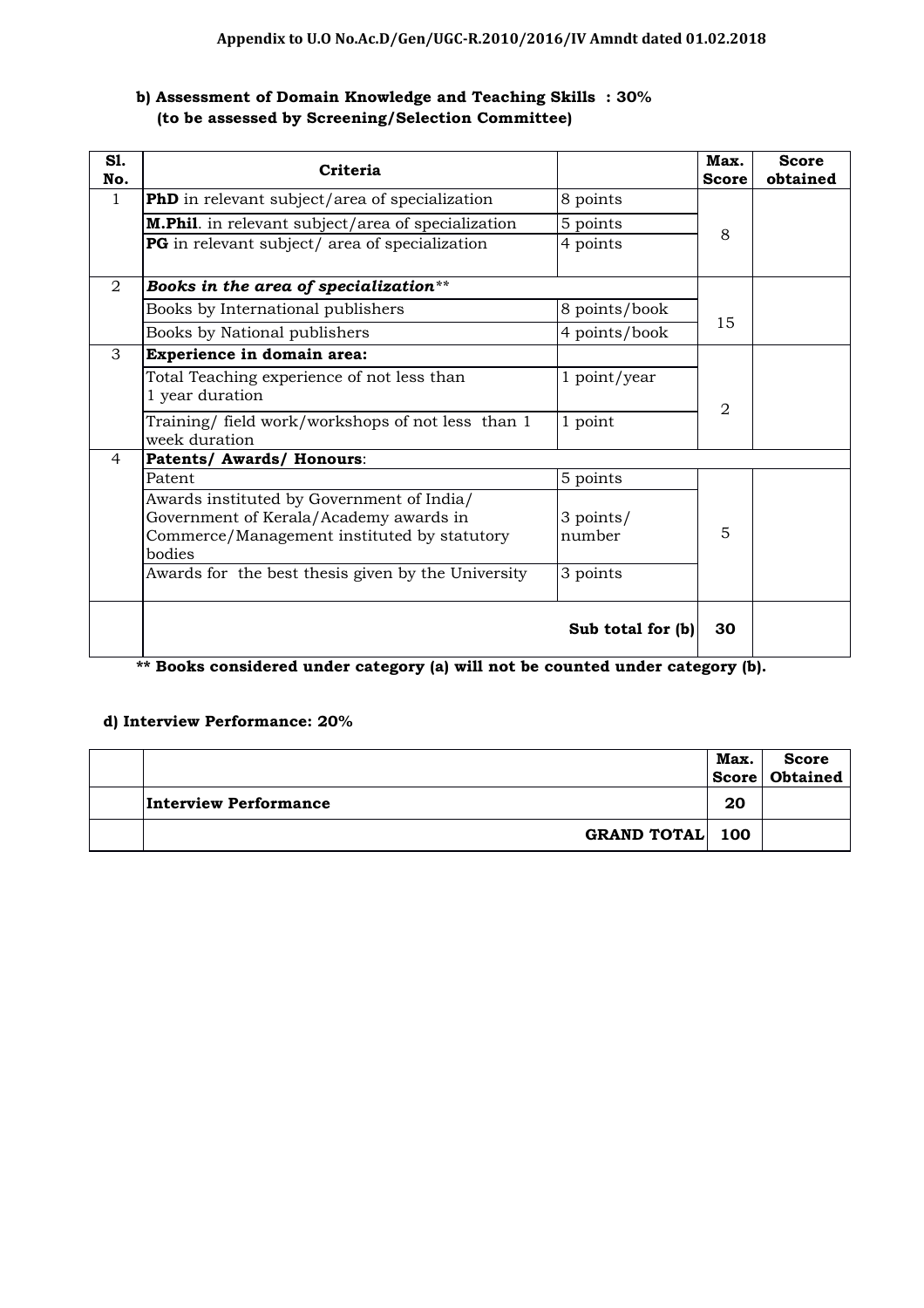**Appendix to U.O No.Ac.D/Gen/UGC-R.2010/2016/IV Amndt dated 01.02.2018**

**b) Assessment of Domain Knowledge and Teaching Skills : 30%**
**(to be assessed by Screening/Selection Committee)**

| Sl. No. | Criteria | | Max. Score | Score obtained |
|---|---|---|---|---|
| 1 | **PhD** in relevant subject/area of specialization | 8 points | 8 | |
| | **M.Phil**. in relevant subject/area of specialization | 5 points | | |
| | **PG** in relevant subject/ area of specialization | 4 points | | |
| 2 | ***Books in the area of specialization***** | | 15 | |
| | Books by International publishers | 8 points/book | | |
| | Books by National publishers | 4 points/book | | |
| 3 | **Experience in domain area:** | | 2 | |
| | Total Teaching experience of not less than 1 year duration | 1 point/year | | |
| | Training/ field work/workshops of not less than 1 week duration | 1 point | | |
| 4 | **Patents/ Awards/ Honours**: | | | |
| | Patent | 5 points | 5 | |
| | Awards instituted by Government of India/ Government of Kerala/Academy awards in Commerce/Management instituted by statutory bodies | 3 points/ number | | |
| | Awards for the best thesis given by the University | 3 points | | |
| | | **Sub total for (b)** | **30** | |

**** Books considered under category (a) will not be counted under category (b).**

**d) Interview Performance: 20%**

| | | Max. Score | Score Obtained |
|---|---|---|---|
| | **Interview Performance** | **20** | |
| | **GRAND TOTAL** | **100** | |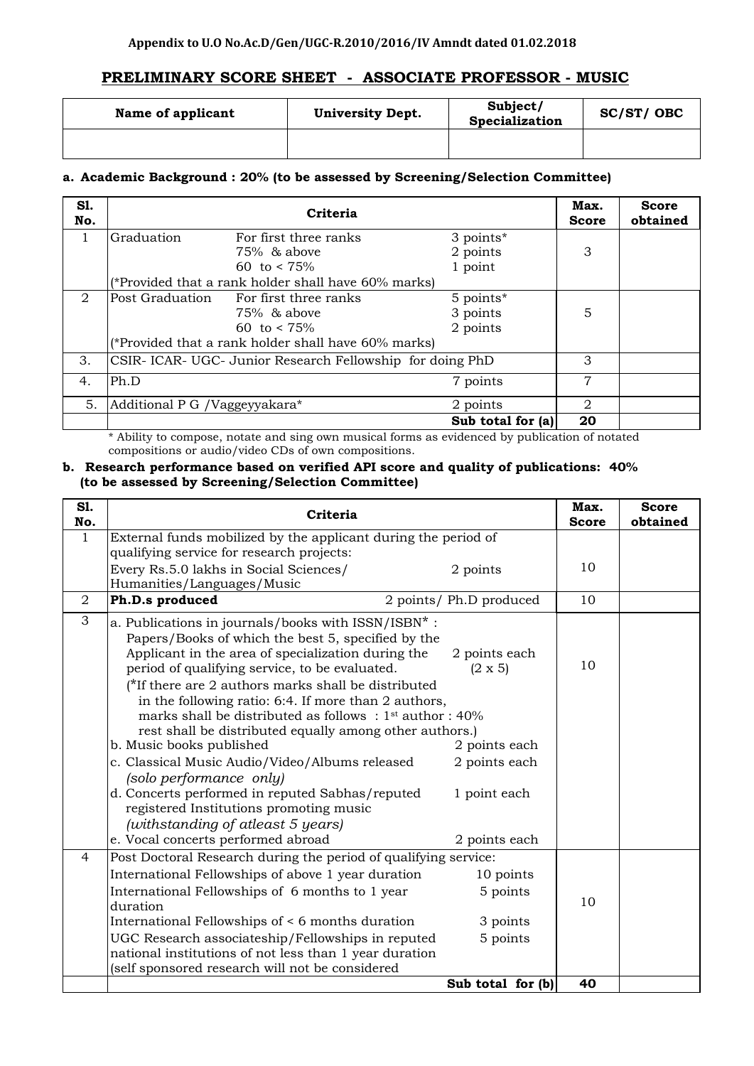**Appendix to U.O No.Ac.D/Gen/UGC-R.2010/2016/IV Amndt dated 01.02.2018**

## PRELIMINARY SCORE SHEET - ASSOCIATE PROFESSOR - MUSIC

| Name of applicant | University Dept. | Subject/ Specialization | SC/ST/ OBC |
|---|---|---|---|
| | | | |

### a. Academic Background : 20% (to be assessed by Screening/Selection Committee)

| Sl. No. | Criteria | | | Max. Score | Score obtained |
|---|---|---|---|---|---|
| 1 | Graduation | For first three ranks<br>75% & above<br>60 to < 75% | 3 points*<br>2 points<br>1 point | 3 | |
| | (*Provided that a rank holder shall have 60% marks) | | | | |
| 2 | Post Graduation | For first three ranks<br>75% & above<br>60 to < 75% | 5 points*<br>3 points<br>2 points | 5 | |
| | (*Provided that a rank holder shall have 60% marks) | | | | |
| 3. | CSIR- ICAR- UGC- Junior Research Fellowship for doing PhD | | | 3 | |
| 4. | Ph.D | | 7 points | 7 | |
| 5. | Additional P G /Vaggeyyakara* | | 2 points | 2 | |
| | | | **Sub total for (a)** | **20** | |

\* Ability to compose, notate and sing own musical forms as evidenced by publication of notated compositions or audio/video CDs of own compositions.

### b. Research performance based on verified API score and quality of publications: 40% (to be assessed by Screening/Selection Committee)

| Sl. No. | Criteria | | Max. Score | Score obtained |
|---|---|---|---|---|
| 1 | External funds mobilized by the applicant during the period of qualifying service for research projects:<br>Every Rs.5.0 lakhs in Social Sciences/ Humanities/Languages/Music | 2 points | 10 | |
| 2 | **Ph.D.s produced** | 2 points/ Ph.D produced | 10 | |
| 3 | a. Publications in journals/books with ISSN/ISBN* : Papers/Books of which the best 5, specified by the Applicant in the area of specialization during the period of qualifying service, to be evaluated.<br>(*If there are 2 authors marks shall be distributed in the following ratio: 6:4. If more than 2 authors, marks shall be distributed as follows : 1st author : 40% rest shall be distributed equally among other authors.)<br>b. Music books published<br>c. Classical Music Audio/Video/Albums released *(solo performance only)*<br>d. Concerts performed in reputed Sabhas/reputed registered Institutions promoting music *(withstanding of atleast 5 years)*<br>e. Vocal concerts performed abroad | 2 points each (2 x 5)<br><br><br>2 points each<br>2 points each<br><br>1 point each<br><br>2 points each | 10 | |
| 4 | Post Doctoral Research during the period of qualifying service:<br>International Fellowships of above 1 year duration<br>International Fellowships of 6 months to 1 year duration<br>International Fellowships of < 6 months duration<br>UGC Research associateship/Fellowships in reputed national institutions of not less than 1 year duration (self sponsored research will not be considered | <br>10 points<br>5 points<br><br>3 points<br>5 points | 10 | |
| | | **Sub total for (b)** | **40** | |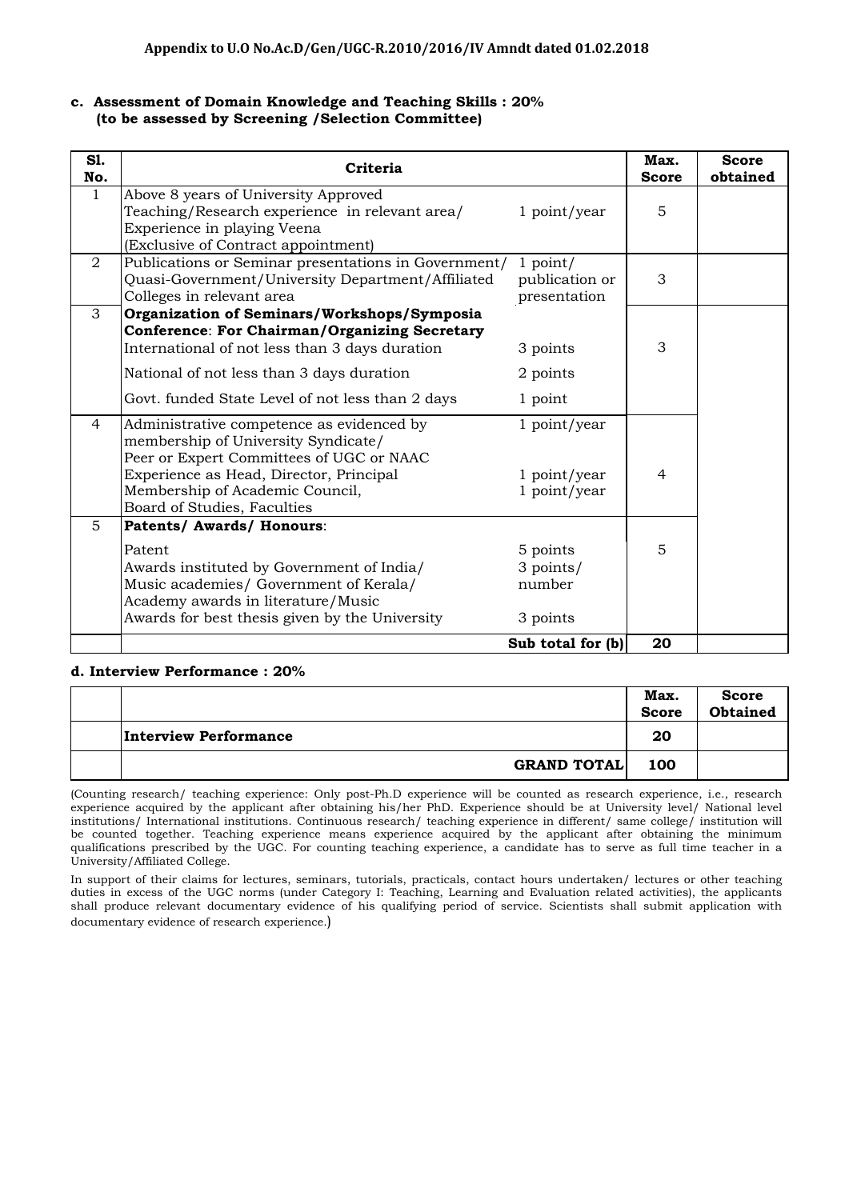**Appendix to U.O No.Ac.D/Gen/UGC-R.2010/2016/IV Amndt dated 01.02.2018**

**c. Assessment of Domain Knowledge and Teaching Skills : 20%**
**(to be assessed by Screening /Selection Committee)**

| Sl. No. | Criteria | | Max. Score | Score obtained |
|---|---|---|---|---|
| 1 | Above 8 years of University Approved Teaching/Research experience in relevant area/ Experience in playing Veena (Exclusive of Contract appointment) | 1 point/year | 5 | |
| 2 | Publications or Seminar presentations in Government/ Quasi-Government/University Department/Affiliated Colleges in relevant area | 1 point/ publication or presentation | 3 | |
| 3 | **Organization of Seminars/Workshops/Symposia Conference**: **For Chairman/Organizing Secretary** | | 3 | |
| | International of not less than 3 days duration | 3 points | | |
| | National of not less than 3 days duration | 2 points | | |
| | Govt. funded State Level of not less than 2 days | 1 point | | |
| 4 | Administrative competence as evidenced by membership of University Syndicate/ Peer or Expert Committees of UGC or NAAC | 1 point/year | 4 | |
| | Experience as Head, Director, Principal | 1 point/year | | |
| | Membership of Academic Council, Board of Studies, Faculties | 1 point/year | | |
| 5 | **Patents/ Awards/ Honours**: | | 5 | |
| | Patent | 5 points | | |
| | Awards instituted by Government of India/ Music academies/ Government of Kerala/ Academy awards in literature/Music | 3 points/ number | | |
| | Awards for best thesis given by the University | 3 points | | |
| | | **Sub total for (b)** | **20** | |

**d. Interview Performance : 20%**

| | | Max. Score | Score Obtained |
|---|---|---|---|
| | **Interview Performance** | **20** | |
| | **GRAND TOTAL** | **100** | |

(Counting research/ teaching experience: Only post-Ph.D experience will be counted as research experience, i.e., research experience acquired by the applicant after obtaining his/her PhD. Experience should be at University level/ National level institutions/ International institutions. Continuous research/ teaching experience in different/ same college/ institution will be counted together. Teaching experience means experience acquired by the applicant after obtaining the minimum qualifications prescribed by the UGC. For counting teaching experience, a candidate has to serve as full time teacher in a University/Affiliated College.

In support of their claims for lectures, seminars, tutorials, practicals, contact hours undertaken/ lectures or other teaching duties in excess of the UGC norms (under Category I: Teaching, Learning and Evaluation related activities), the applicants shall produce relevant documentary evidence of his qualifying period of service. Scientists shall submit application with documentary evidence of research experience.)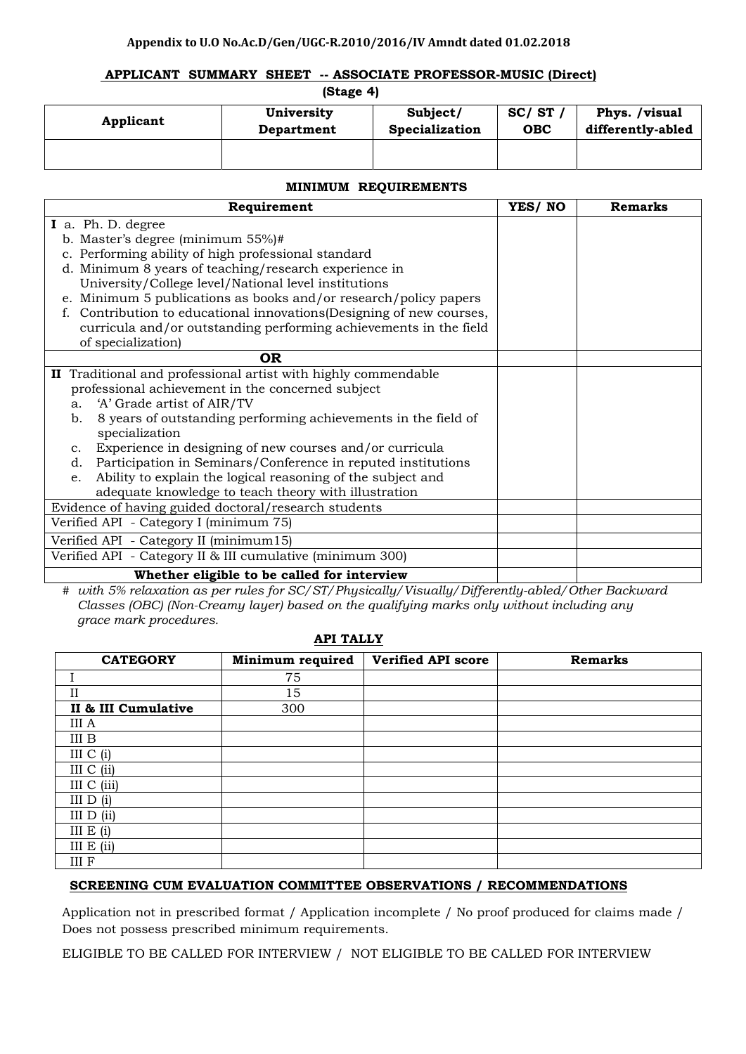**Appendix to U.O No.Ac.D/Gen/UGC-R.2010/2016/IV Amndt dated 01.02.2018**

## APPLICANT SUMMARY SHEET -- ASSOCIATE PROFESSOR-MUSIC (Direct)

**(Stage 4)**

| Applicant | University Department | Subject/ Specialization | SC/ ST / OBC | Phys. /visual differently-abled |
|---|---|---|---|---|
| | | | | |

### MINIMUM REQUIREMENTS

| Requirement | YES/ NO | Remarks |
|---|---|---|
| **I** a. Ph. D. degree<br>b. Master's degree (minimum 55%)#<br>c. Performing ability of high professional standard<br>d. Minimum 8 years of teaching/research experience in University/College level/National level institutions<br>e. Minimum 5 publications as books and/or research/policy papers<br>f. Contribution to educational innovations(Designing of new courses, curricula and/or outstanding performing achievements in the field of specialization) | | |
| **OR** | | |
| **II** Traditional and professional artist with highly commendable professional achievement in the concerned subject<br>a. 'A' Grade artist of AIR/TV<br>b. 8 years of outstanding performing achievements in the field of specialization<br>c. Experience in designing of new courses and/or curricula<br>d. Participation in Seminars/Conference in reputed institutions<br>e. Ability to explain the logical reasoning of the subject and adequate knowledge to teach theory with illustration | | |
| Evidence of having guided doctoral/research students | | |
| Verified API - Category I (minimum 75) | | |
| Verified API - Category II (minimum15) | | |
| Verified API - Category II & III cumulative (minimum 300) | | |
| **Whether eligible to be called for interview** | | |

*# with 5% relaxation as per rules for SC/ST/Physically/Visually/Differently-abled/Other Backward Classes (OBC) (Non-Creamy layer) based on the qualifying marks only without including any grace mark procedures.*

### API TALLY

| CATEGORY | Minimum required | Verified API score | Remarks |
|---|---|---|---|
| I | 75 | | |
| II | 15 | | |
| **II & III Cumulative** | 300 | | |
| III A | | | |
| III B | | | |
| III C (i) | | | |
| III C (ii) | | | |
| III C (iii) | | | |
| III D (i) | | | |
| III D (ii) | | | |
| III E (i) | | | |
| III E (ii) | | | |
| III F | | | |

### SCREENING CUM EVALUATION COMMITTEE OBSERVATIONS / RECOMMENDATIONS

Application not in prescribed format / Application incomplete / No proof produced for claims made / Does not possess prescribed minimum requirements.

ELIGIBLE TO BE CALLED FOR INTERVIEW / NOT ELIGIBLE TO BE CALLED FOR INTERVIEW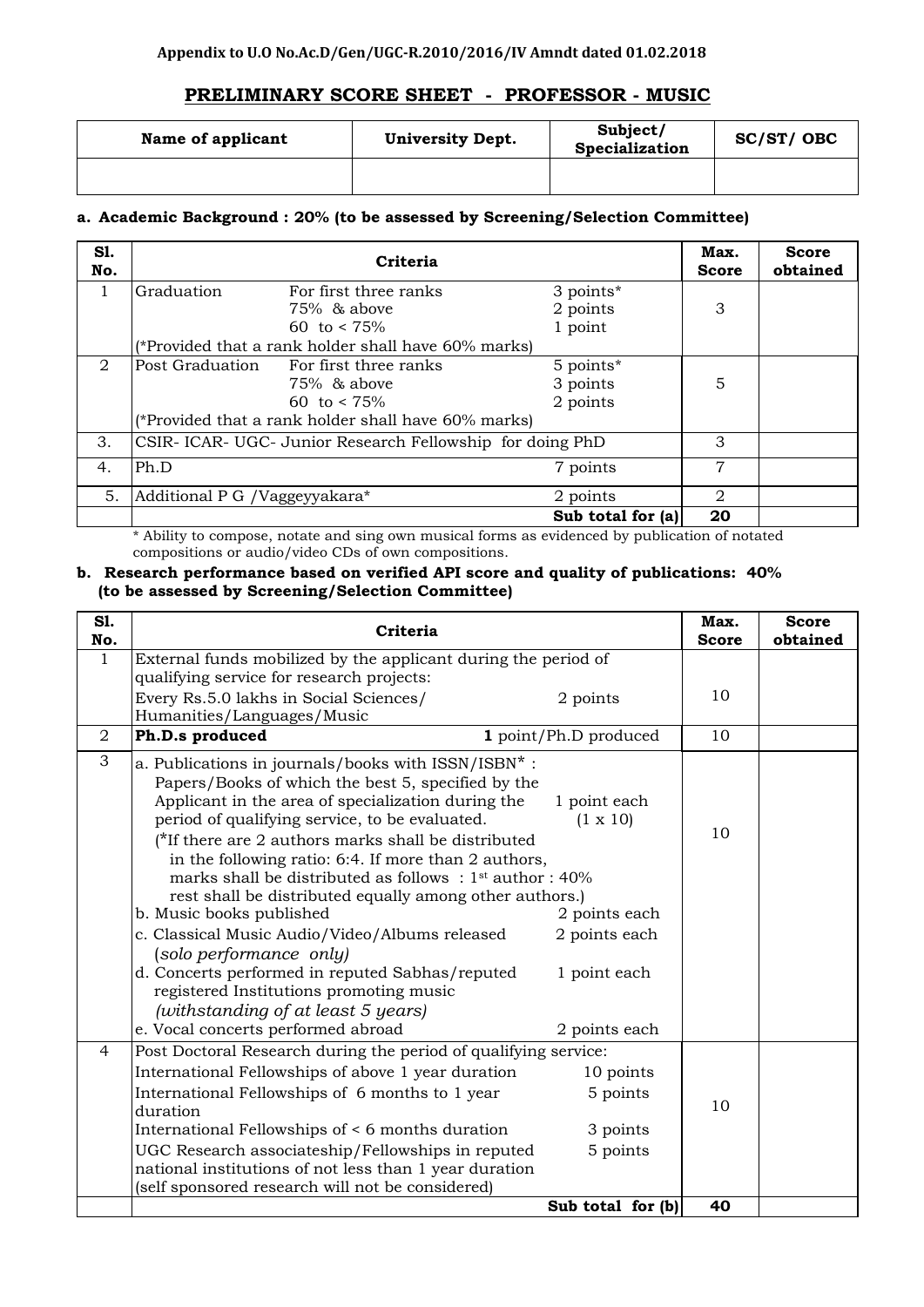**Appendix to U.O No.Ac.D/Gen/UGC-R.2010/2016/IV Amndt dated 01.02.2018**

## PRELIMINARY SCORE SHEET - PROFESSOR - MUSIC

| Name of applicant | University Dept. | Subject/ Specialization | SC/ST/ OBC |
|---|---|---|---|
| | | | |

### a. Academic Background : 20% (to be assessed by Screening/Selection Committee)

| Sl. No. | Criteria | Max. Score | Score obtained |
|---|---|---|---|
| 1 | Graduation — For first three ranks: 3 points*; 75% & above: 2 points; 60 to < 75%: 1 point (*Provided that a rank holder shall have 60% marks) | 3 | |
| 2 | Post Graduation — For first three ranks: 5 points*; 75% & above: 3 points; 60 to < 75%: 2 points (*Provided that a rank holder shall have 60% marks) | 5 | |
| 3. | CSIR- ICAR- UGC- Junior Research Fellowship for doing PhD | 3 | |
| 4. | Ph.D — 7 points | 7 | |
| 5. | Additional P G /Vaggeyyakara* — 2 points | 2 | |
| | **Sub total for (a)** | **20** | |

\* Ability to compose, notate and sing own musical forms as evidenced by publication of notated compositions or audio/video CDs of own compositions.

### b. Research performance based on verified API score and quality of publications: 40% (to be assessed by Screening/Selection Committee)

| Sl. No. | Criteria | Max. Score | Score obtained |
|---|---|---|---|
| 1 | External funds mobilized by the applicant during the period of qualifying service for research projects: Every Rs.5.0 lakhs in Social Sciences/ Humanities/Languages/Music — 2 points | 10 | |
| 2 | **Ph.D.s produced** — **1** point/Ph.D produced | 10 | |
| 3 | a. Publications in journals/books with ISSN/ISBN* : Papers/Books of which the best 5, specified by the Applicant in the area of specialization during the period of qualifying service, to be evaluated. — 1 point each (1 x 10) (*If there are 2 authors marks shall be distributed in the following ratio: 6:4. If more than 2 authors, marks shall be distributed as follows : 1st author : 40% rest shall be distributed equally among other authors.)<br>b. Music books published — 2 points each<br>c. Classical Music Audio/Video/Albums released (*solo performance only*) — 2 points each<br>d. Concerts performed in reputed Sabhas/reputed registered Institutions promoting music *(withstanding of at least 5 years)* — 1 point each<br>e. Vocal concerts performed abroad — 2 points each | 10 | |
| 4 | Post Doctoral Research during the period of qualifying service:<br>International Fellowships of above 1 year duration — 10 points<br>International Fellowships of 6 months to 1 year duration — 5 points<br>International Fellowships of < 6 months duration — 3 points<br>UGC Research associateship/Fellowships in reputed national institutions of not less than 1 year duration — 5 points<br>(self sponsored research will not be considered) | 10 | |
| | **Sub total for (b)** | **40** | |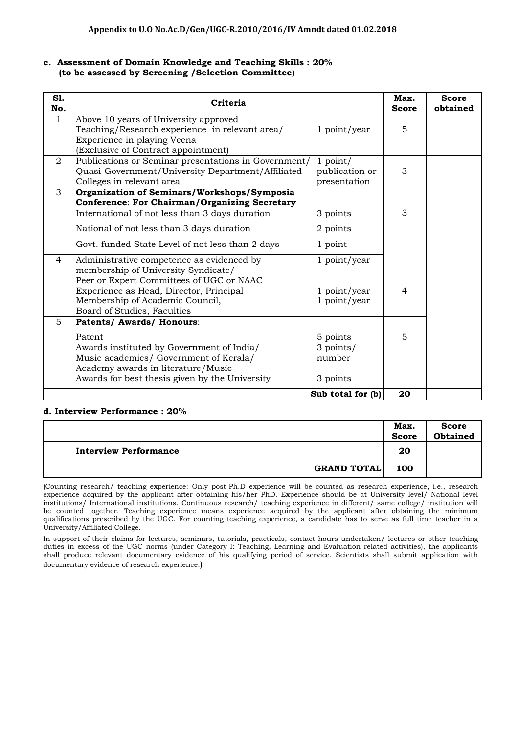**Appendix to U.O No.Ac.D/Gen/UGC-R.2010/2016/IV Amndt dated 01.02.2018**

**c. Assessment of Domain Knowledge and Teaching Skills : 20%**
**(to be assessed by Screening /Selection Committee)**

| Sl. No. | Criteria | | Max. Score | Score obtained |
|---|---|---|---|---|
| 1 | Above 10 years of University approved Teaching/Research experience in relevant area/ Experience in playing Veena (Exclusive of Contract appointment) | 1 point/year | 5 | |
| 2 | Publications or Seminar presentations in Government/ Quasi-Government/University Department/Affiliated Colleges in relevant area | 1 point/ publication or presentation | 3 | |
| 3 | **Organization of Seminars/Workshops/Symposia Conference**: **For Chairman/Organizing Secretary** | | 3 | |
| | International of not less than 3 days duration | 3 points | | |
| | National of not less than 3 days duration | 2 points | | |
| | Govt. funded State Level of not less than 2 days | 1 point | | |
| 4 | Administrative competence as evidenced by membership of University Syndicate/ Peer or Expert Committees of UGC or NAAC | 1 point/year | 4 | |
| | Experience as Head, Director, Principal | 1 point/year | | |
| | Membership of Academic Council, Board of Studies, Faculties | 1 point/year | | |
| 5 | **Patents/ Awards/ Honours**: | | 5 | |
| | Patent | 5 points | | |
| | Awards instituted by Government of India/ Music academies/ Government of Kerala/ Academy awards in literature/Music | 3 points/ number | | |
| | Awards for best thesis given by the University | 3 points | | |
| | | **Sub total for (b)** | **20** | |

**d. Interview Performance : 20%**

| | | Max. Score | Score Obtained |
|---|---|---|---|
| | **Interview Performance** | **20** | |
| | **GRAND TOTAL** | **100** | |

(Counting research/ teaching experience: Only post-Ph.D experience will be counted as research experience, i.e., research experience acquired by the applicant after obtaining his/her PhD. Experience should be at University level/ National level institutions/ International institutions. Continuous research/ teaching experience in different/ same college/ institution will be counted together. Teaching experience means experience acquired by the applicant after obtaining the minimum qualifications prescribed by the UGC. For counting teaching experience, a candidate has to serve as full time teacher in a University/Affiliated College.

In support of their claims for lectures, seminars, tutorials, practicals, contact hours undertaken/ lectures or other teaching duties in excess of the UGC norms (under Category I: Teaching, Learning and Evaluation related activities), the applicants shall produce relevant documentary evidence of his qualifying period of service. Scientists shall submit application with documentary evidence of research experience.)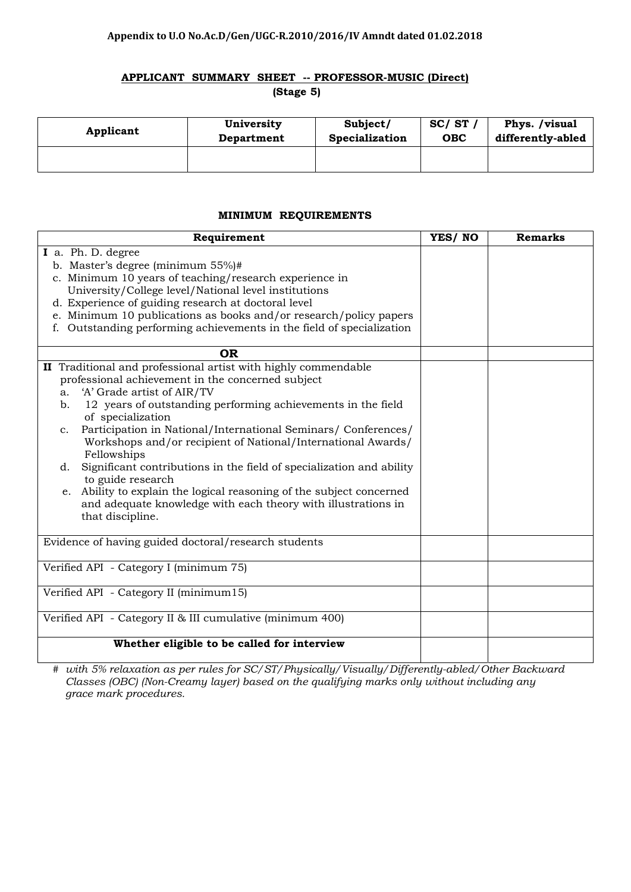**Appendix to U.O No.Ac.D/Gen/UGC-R.2010/2016/IV Amndt dated 01.02.2018**

## APPLICANT SUMMARY SHEET -- PROFESSOR-MUSIC (Direct)
**(Stage 5)**

| Applicant | University Department | Subject/ Specialization | SC/ ST / OBC | Phys. /visual differently-abled |
|---|---|---|---|---|
| | | | | |

### MINIMUM REQUIREMENTS

| Requirement | YES/ NO | Remarks |
|---|---|---|
| **I** a. Ph. D. degree<br>b. Master's degree (minimum 55%)#<br>c. Minimum 10 years of teaching/research experience in University/College level/National level institutions<br>d. Experience of guiding research at doctoral level<br>e. Minimum 10 publications as books and/or research/policy papers<br>f. Outstanding performing achievements in the field of specialization | | |
| **OR** | | |
| **II** Traditional and professional artist with highly commendable professional achievement in the concerned subject<br>a. 'A' Grade artist of AIR/TV<br>b. 12 years of outstanding performing achievements in the field of specialization<br>c. Participation in National/International Seminars/ Conferences/ Workshops and/or recipient of National/International Awards/ Fellowships<br>d. Significant contributions in the field of specialization and ability to guide research<br>e. Ability to explain the logical reasoning of the subject concerned and adequate knowledge with each theory with illustrations in that discipline. | | |
| Evidence of having guided doctoral/research students | | |
| Verified API - Category I (minimum 75) | | |
| Verified API - Category II (minimum15) | | |
| Verified API - Category II & III cumulative (minimum 400) | | |
| **Whether eligible to be called for interview** | | |

# *with 5% relaxation as per rules for SC/ST/Physically/Visually/Differently-abled/Other Backward Classes (OBC) (Non-Creamy layer) based on the qualifying marks only without including any grace mark procedures.*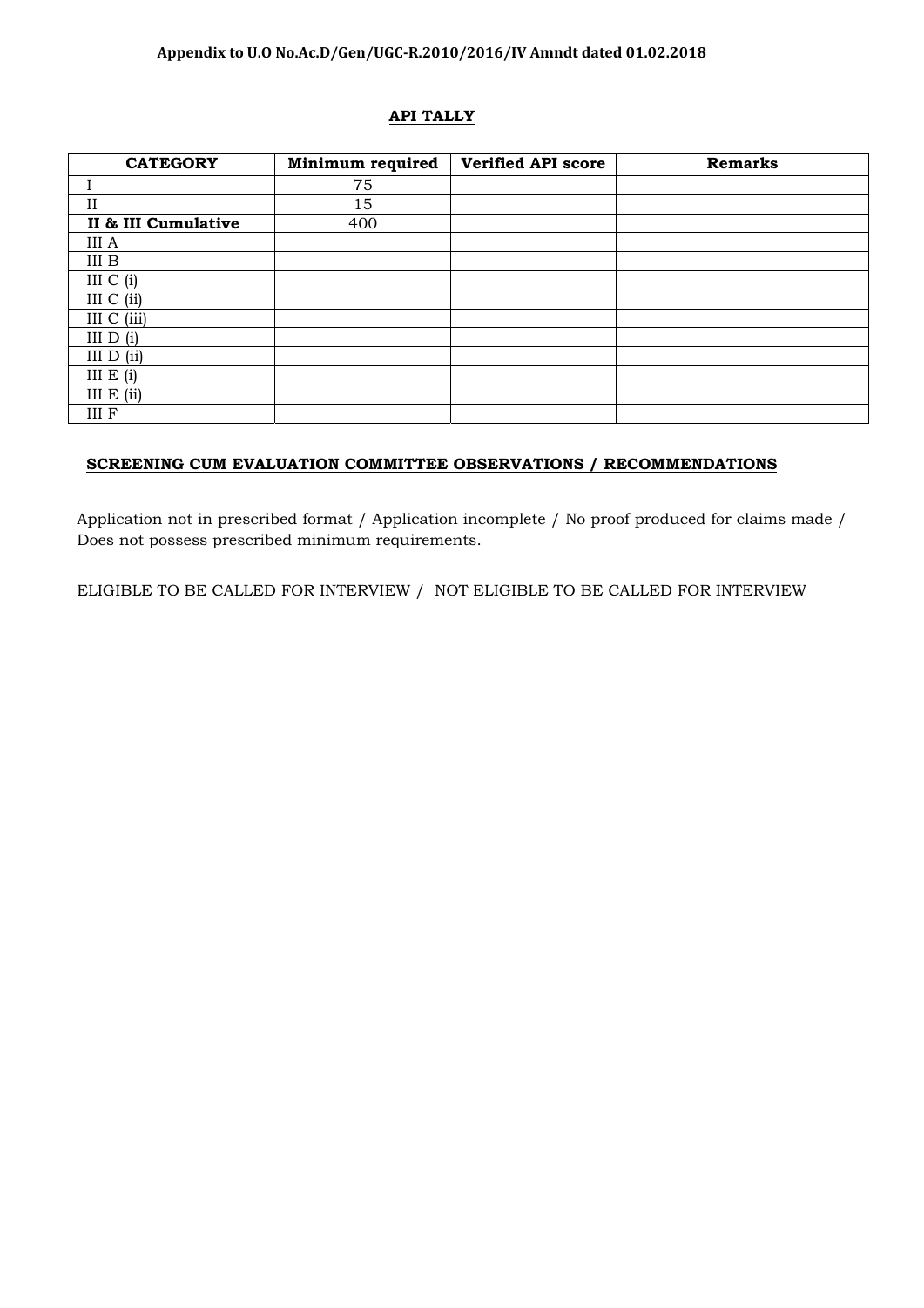**Appendix to U.O No.Ac.D/Gen/UGC-R.2010/2016/IV Amndt dated 01.02.2018**

## API TALLY

| CATEGORY | Minimum required | Verified API score | Remarks |
|---|---|---|---|
| I | 75 | | |
| II | 15 | | |
| **II & III Cumulative** | 400 | | |
| III A | | | |
| III B | | | |
| III C (i) | | | |
| III C (ii) | | | |
| III C (iii) | | | |
| III D (i) | | | |
| III D (ii) | | | |
| III E (i) | | | |
| III E (ii) | | | |
| III F | | | |

## SCREENING CUM EVALUATION COMMITTEE OBSERVATIONS / RECOMMENDATIONS

Application not in prescribed format / Application incomplete / No proof produced for claims made / Does not possess prescribed minimum requirements.

ELIGIBLE TO BE CALLED FOR INTERVIEW / NOT ELIGIBLE TO BE CALLED FOR INTERVIEW